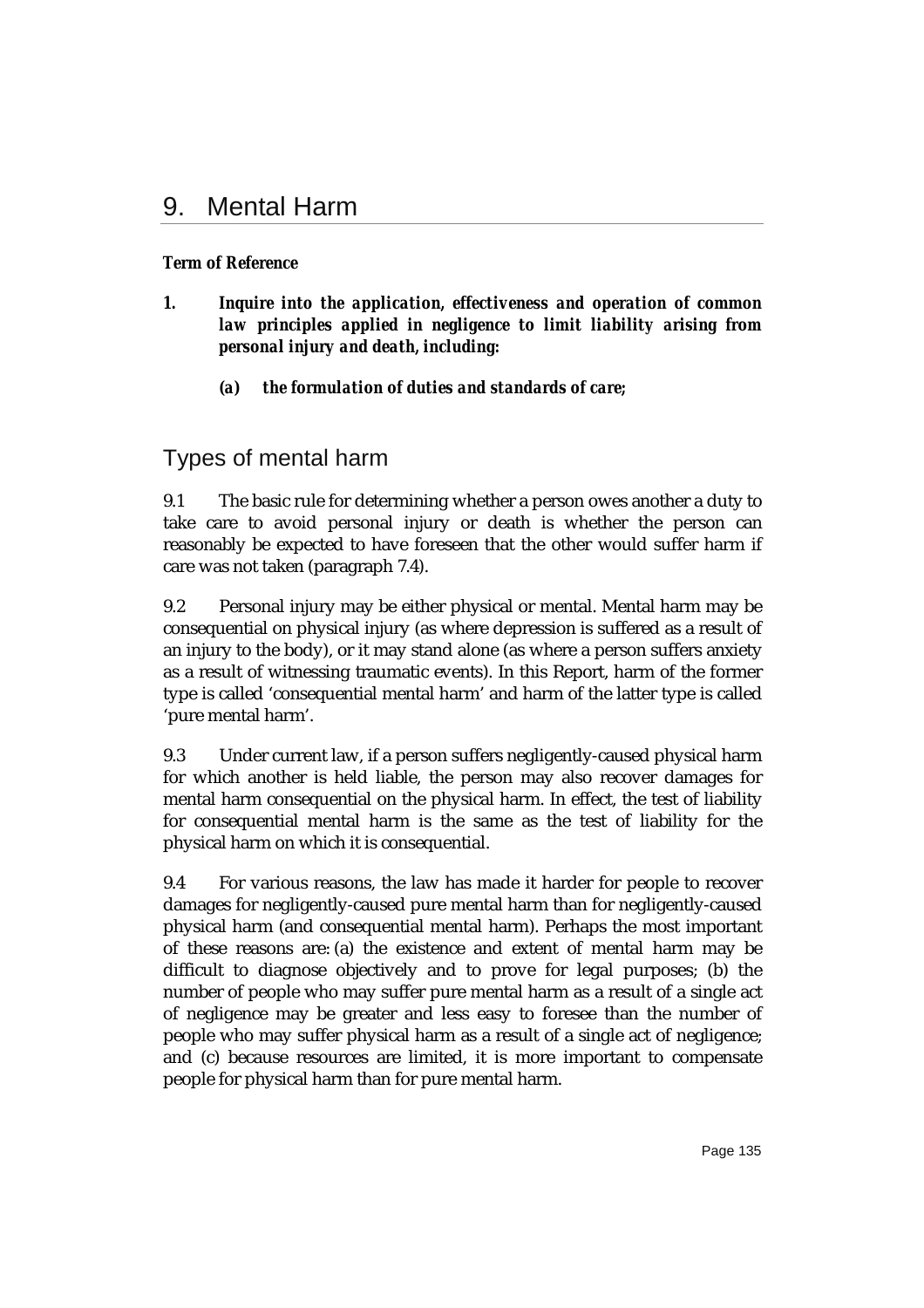# 9. Mental Harm

***Term of Reference***

1. ***Inquire into the application, effectiveness and operation of common law principles applied in negligence to limit liability arising from personal injury and death, including:***

   (a) ***the formulation of duties and standards of care;***

## Types of mental harm

9.1 The basic rule for determining whether a person owes another a duty to take care to avoid personal injury or death is whether the person can reasonably be expected to have foreseen that the other would suffer harm if care was not taken (paragraph 7.4).

9.2 Personal injury may be either physical or mental. Mental harm may be consequential on physical injury (as where depression is suffered as a result of an injury to the body), or it may stand alone (as where a person suffers anxiety as a result of witnessing traumatic events). In this Report, harm of the former type is called 'consequential mental harm' and harm of the latter type is called 'pure mental harm'.

9.3 Under current law, if a person suffers negligently-caused physical harm for which another is held liable, the person may also recover damages for mental harm consequential on the physical harm. In effect, the test of liability for consequential mental harm is the same as the test of liability for the physical harm on which it is consequential.

9.4 For various reasons, the law has made it harder for people to recover damages for negligently-caused pure mental harm than for negligently-caused physical harm (and consequential mental harm). Perhaps the most important of these reasons are: (a) the existence and extent of mental harm may be difficult to diagnose objectively and to prove for legal purposes; (b) the number of people who may suffer pure mental harm as a result of a single act of negligence may be greater and less easy to foresee than the number of people who may suffer physical harm as a result of a single act of negligence; and (c) because resources are limited, it is more important to compensate people for physical harm than for pure mental harm.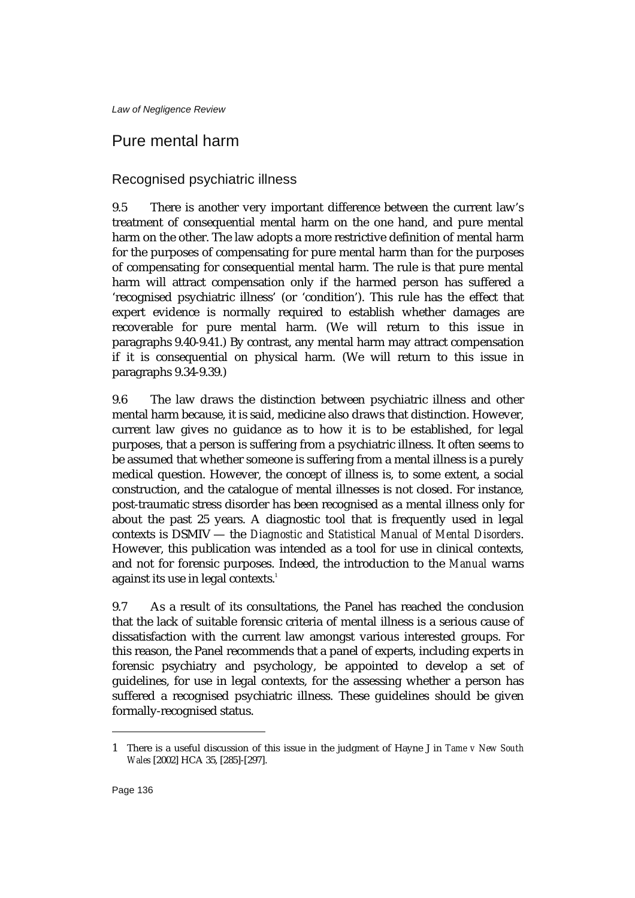## Pure mental harm

### Recognised psychiatric illness

9.5 There is another very important difference between the current law's treatment of consequential mental harm on the one hand, and pure mental harm on the other. The law adopts a more restrictive definition of mental harm for the purposes of compensating for pure mental harm than for the purposes of compensating for consequential mental harm. The rule is that pure mental harm will attract compensation only if the harmed person has suffered a 'recognised psychiatric illness' (or 'condition'). This rule has the effect that expert evidence is normally required to establish whether damages are recoverable for pure mental harm. (We will return to this issue in paragraphs 9.40-9.41.) By contrast, any mental harm may attract compensation if it is consequential on physical harm. (We will return to this issue in paragraphs 9.34-9.39.)

9.6 The law draws the distinction between psychiatric illness and other mental harm because, it is said, medicine also draws that distinction. However, current law gives no guidance as to how it is to be established, for legal purposes, that a person is suffering from a psychiatric illness. It often seems to be assumed that whether someone is suffering from a mental illness is a purely medical question. However, the concept of illness is, to some extent, a social construction, and the catalogue of mental illnesses is not closed. For instance, post-traumatic stress disorder has been recognised as a mental illness only for about the past 25 years. A diagnostic tool that is frequently used in legal contexts is DSMIV — the *Diagnostic and Statistical Manual of Mental Disorders*. However, this publication was intended as a tool for use in clinical contexts, and not for forensic purposes. Indeed, the introduction to the *Manual* warns against its use in legal contexts.[1]

9.7 As a result of its consultations, the Panel has reached the conclusion that the lack of suitable forensic criteria of mental illness is a serious cause of dissatisfaction with the current law amongst various interested groups. For this reason, the Panel recommends that a panel of experts, including experts in forensic psychiatry and psychology, be appointed to develop a set of guidelines, for use in legal contexts, for the assessing whether a person has suffered a recognised psychiatric illness. These guidelines should be given formally-recognised status.

---

1 There is a useful discussion of this issue in the judgment of Hayne J in *Tame v New South Wales* [2002] HCA 35, [285]-[297].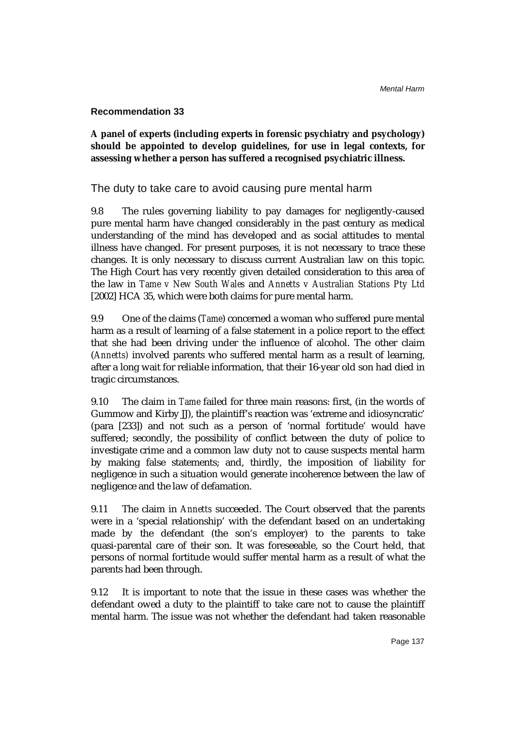**Recommendation 33**

**A panel of experts (including experts in forensic psychiatry and psychology) should be appointed to develop guidelines, for use in legal contexts, for assessing whether a person has suffered a recognised psychiatric illness.**

## The duty to take care to avoid causing pure mental harm

9.8 The rules governing liability to pay damages for negligently-caused pure mental harm have changed considerably in the past century as medical understanding of the mind has developed and as social attitudes to mental illness have changed. For present purposes, it is not necessary to trace these changes. It is only necessary to discuss current Australian law on this topic. The High Court has very recently given detailed consideration to this area of the law in *Tame v New South Wales* and *Annetts v Australian Stations Pty Ltd* [2002] HCA 35, which were both claims for pure mental harm.

9.9 One of the claims (*Tame*) concerned a woman who suffered pure mental harm as a result of learning of a false statement in a police report to the effect that she had been driving under the influence of alcohol. The other claim (*Annetts*) involved parents who suffered mental harm as a result of learning, after a long wait for reliable information, that their 16-year old son had died in tragic circumstances.

9.10 The claim in *Tame* failed for three main reasons: first, (in the words of Gummow and Kirby JJ), the plaintiff's reaction was 'extreme and idiosyncratic' (para [233]) and not such as a person of 'normal fortitude' would have suffered; secondly, the possibility of conflict between the duty of police to investigate crime and a common law duty not to cause suspects mental harm by making false statements; and, thirdly, the imposition of liability for negligence in such a situation would generate incoherence between the law of negligence and the law of defamation.

9.11 The claim in *Annetts* succeeded. The Court observed that the parents were in a 'special relationship' with the defendant based on an undertaking made by the defendant (the son's employer) to the parents to take quasi-parental care of their son. It was foreseeable, so the Court held, that persons of normal fortitude would suffer mental harm as a result of what the parents had been through.

9.12 It is important to note that the issue in these cases was whether the defendant owed a duty to the plaintiff to take care not to cause the plaintiff mental harm. The issue was not whether the defendant had taken reasonable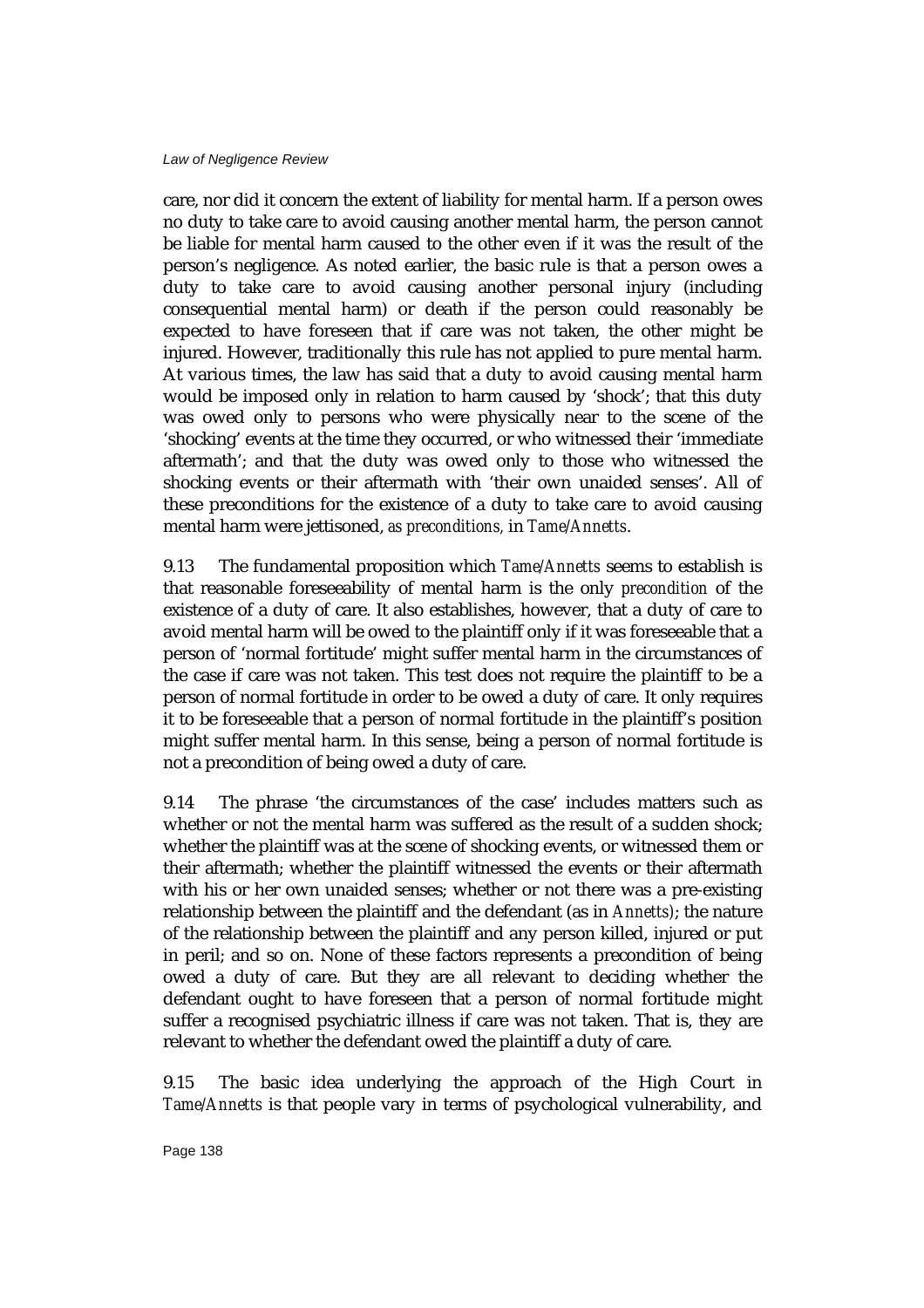care, nor did it concern the extent of liability for mental harm. If a person owes no duty to take care to avoid causing another mental harm, the person cannot be liable for mental harm caused to the other even if it was the result of the person's negligence. As noted earlier, the basic rule is that a person owes a duty to take care to avoid causing another personal injury (including consequential mental harm) or death if the person could reasonably be expected to have foreseen that if care was not taken, the other might be injured. However, traditionally this rule has not applied to pure mental harm. At various times, the law has said that a duty to avoid causing mental harm would be imposed only in relation to harm caused by 'shock'; that this duty was owed only to persons who were physically near to the scene of the 'shocking' events at the time they occurred, or who witnessed their 'immediate aftermath'; and that the duty was owed only to those who witnessed the shocking events or their aftermath with 'their own unaided senses'. All of these preconditions for the existence of a duty to take care to avoid causing mental harm were jettisoned, *as preconditions*, in *Tame/Annetts*.

9.13 The fundamental proposition which *Tame/Annetts* seems to establish is that reasonable foreseeability of mental harm is the only *precondition* of the existence of a duty of care. It also establishes, however, that a duty of care to avoid mental harm will be owed to the plaintiff only if it was foreseeable that a person of 'normal fortitude' might suffer mental harm in the circumstances of the case if care was not taken. This test does not require the plaintiff to be a person of normal fortitude in order to be owed a duty of care. It only requires it to be foreseeable that a person of normal fortitude in the plaintiff's position might suffer mental harm. In this sense, being a person of normal fortitude is not a precondition of being owed a duty of care.

9.14 The phrase 'the circumstances of the case' includes matters such as whether or not the mental harm was suffered as the result of a sudden shock; whether the plaintiff was at the scene of shocking events, or witnessed them or their aftermath; whether the plaintiff witnessed the events or their aftermath with his or her own unaided senses; whether or not there was a pre-existing relationship between the plaintiff and the defendant (as in *Annetts*); the nature of the relationship between the plaintiff and any person killed, injured or put in peril; and so on. None of these factors represents a precondition of being owed a duty of care. But they are all relevant to deciding whether the defendant ought to have foreseen that a person of normal fortitude might suffer a recognised psychiatric illness if care was not taken. That is, they are relevant to whether the defendant owed the plaintiff a duty of care.

9.15 The basic idea underlying the approach of the High Court in *Tame/Annetts* is that people vary in terms of psychological vulnerability, and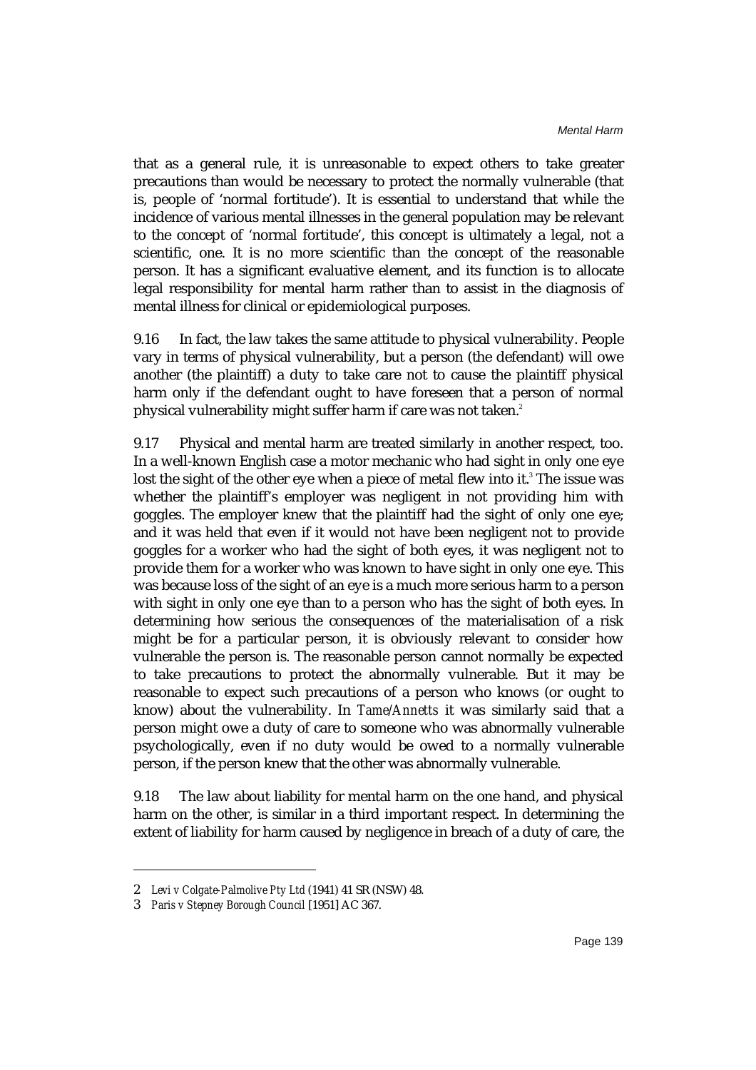that as a general rule, it is unreasonable to expect others to take greater precautions than would be necessary to protect the normally vulnerable (that is, people of 'normal fortitude'). It is essential to understand that while the incidence of various mental illnesses in the general population may be relevant to the concept of 'normal fortitude', this concept is ultimately a legal, not a scientific, one. It is no more scientific than the concept of the reasonable person. It has a significant evaluative element, and its function is to allocate legal responsibility for mental harm rather than to assist in the diagnosis of mental illness for clinical or epidemiological purposes.

9.16 In fact, the law takes the same attitude to physical vulnerability. People vary in terms of physical vulnerability, but a person (the defendant) will owe another (the plaintiff) a duty to take care not to cause the plaintiff physical harm only if the defendant ought to have foreseen that a person of normal physical vulnerability might suffer harm if care was not taken.[2]

9.17 Physical and mental harm are treated similarly in another respect, too. In a well-known English case a motor mechanic who had sight in only one eye lost the sight of the other eye when a piece of metal flew into it.[3] The issue was whether the plaintiff's employer was negligent in not providing him with goggles. The employer knew that the plaintiff had the sight of only one eye; and it was held that even if it would not have been negligent not to provide goggles for a worker who had the sight of both eyes, it was negligent not to provide them for a worker who was known to have sight in only one eye. This was because loss of the sight of an eye is a much more serious harm to a person with sight in only one eye than to a person who has the sight of both eyes. In determining how serious the consequences of the materialisation of a risk might be for a particular person, it is obviously relevant to consider how vulnerable the person is. The reasonable person cannot normally be expected to take precautions to protect the abnormally vulnerable. But it may be reasonable to expect such precautions of a person who knows (or ought to know) about the vulnerability. In *Tame/Annetts* it was similarly said that a person might owe a duty of care to someone who was abnormally vulnerable psychologically, even if no duty would be owed to a normally vulnerable person, if the person knew that the other was abnormally vulnerable.

9.18 The law about liability for mental harm on the one hand, and physical harm on the other, is similar in a third important respect. In determining the extent of liability for harm caused by negligence in breach of a duty of care, the

---

2 *Levi v Colgate-Palmolive Pty Ltd* (1941) 41 SR (NSW) 48.

3 *Paris v Stepney Borough Council* [1951] AC 367.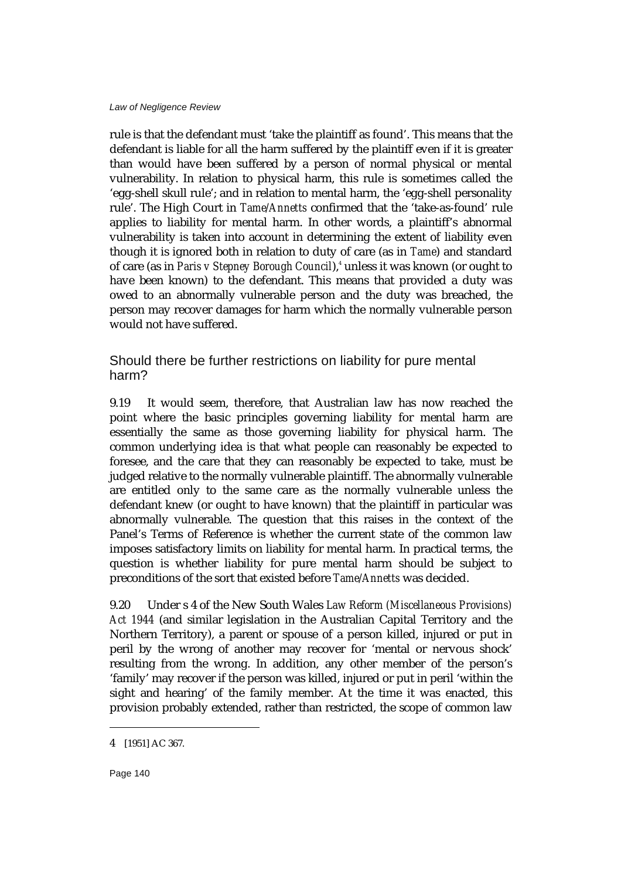rule is that the defendant must 'take the plaintiff as found'. This means that the defendant is liable for all the harm suffered by the plaintiff even if it is greater than would have been suffered by a person of normal physical or mental vulnerability. In relation to physical harm, this rule is sometimes called the 'egg-shell skull rule'; and in relation to mental harm, the 'egg-shell personality rule'. The High Court in *Tame/Annetts* confirmed that the 'take-as-found' rule applies to liability for mental harm. In other words, a plaintiff's abnormal vulnerability is taken into account in determining the extent of liability even though it is ignored both in relation to duty of care (as in *Tame*) and standard of care (as in *Paris v Stepney Borough Council*),[4] unless it was known (or ought to have been known) to the defendant. This means that provided a duty was owed to an abnormally vulnerable person and the duty was breached, the person may recover damages for harm which the normally vulnerable person would not have suffered.

## Should there be further restrictions on liability for pure mental harm?

9.19 It would seem, therefore, that Australian law has now reached the point where the basic principles governing liability for mental harm are essentially the same as those governing liability for physical harm. The common underlying idea is that what people can reasonably be expected to foresee, and the care that they can reasonably be expected to take, must be judged relative to the normally vulnerable plaintiff. The abnormally vulnerable are entitled only to the same care as the normally vulnerable unless the defendant knew (or ought to have known) that the plaintiff in particular was abnormally vulnerable. The question that this raises in the context of the Panel's Terms of Reference is whether the current state of the common law imposes satisfactory limits on liability for mental harm. In practical terms, the question is whether liability for pure mental harm should be subject to preconditions of the sort that existed before *Tame/Annetts* was decided.

9.20 Under s 4 of the New South Wales *Law Reform (Miscellaneous Provisions) Act 1944* (and similar legislation in the Australian Capital Territory and the Northern Territory), a parent or spouse of a person killed, injured or put in peril by the wrong of another may recover for 'mental or nervous shock' resulting from the wrong. In addition, any other member of the person's 'family' may recover if the person was killed, injured or put in peril 'within the sight and hearing' of the family member. At the time it was enacted, this provision probably extended, rather than restricted, the scope of common law

---

4 [1951] AC 367.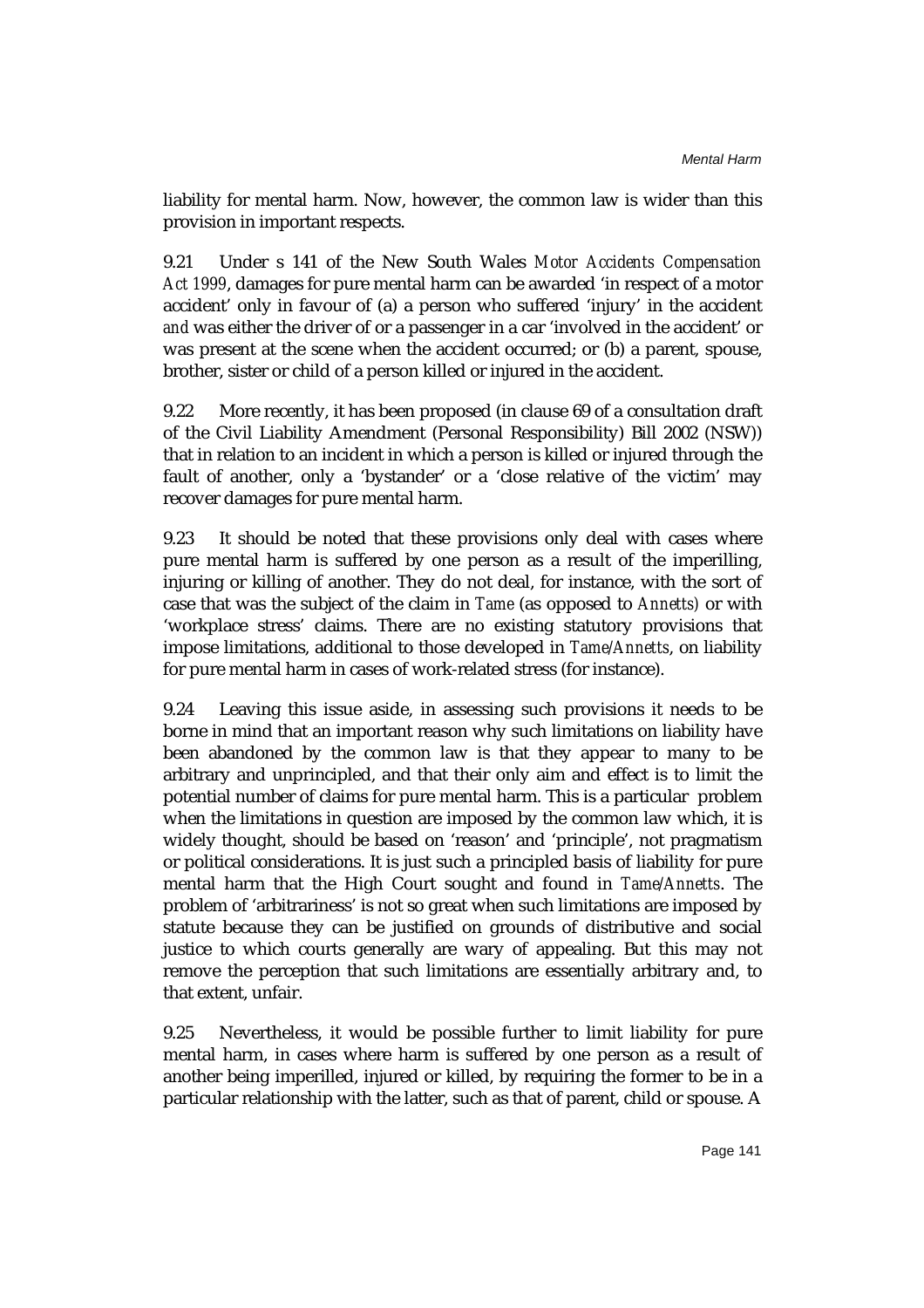liability for mental harm. Now, however, the common law is wider than this provision in important respects.

9.21 Under s 141 of the New South Wales *Motor Accidents Compensation Act 1999*, damages for pure mental harm can be awarded 'in respect of a motor accident' only in favour of (a) a person who suffered 'injury' in the accident *and* was either the driver of or a passenger in a car 'involved in the accident' or was present at the scene when the accident occurred; or (b) a parent, spouse, brother, sister or child of a person killed or injured in the accident.

9.22 More recently, it has been proposed (in clause 69 of a consultation draft of the Civil Liability Amendment (Personal Responsibility) Bill 2002 (NSW)) that in relation to an incident in which a person is killed or injured through the fault of another, only a 'bystander' or a 'close relative of the victim' may recover damages for pure mental harm.

9.23 It should be noted that these provisions only deal with cases where pure mental harm is suffered by one person as a result of the imperilling, injuring or killing of another. They do not deal, for instance, with the sort of case that was the subject of the claim in *Tame* (as opposed to *Annetts*) or with 'workplace stress' claims. There are no existing statutory provisions that impose limitations, additional to those developed in *Tame/Annetts*, on liability for pure mental harm in cases of work-related stress (for instance).

9.24 Leaving this issue aside, in assessing such provisions it needs to be borne in mind that an important reason why such limitations on liability have been abandoned by the common law is that they appear to many to be arbitrary and unprincipled, and that their only aim and effect is to limit the potential number of claims for pure mental harm. This is a particular problem when the limitations in question are imposed by the common law which, it is widely thought, should be based on 'reason' and 'principle', not pragmatism or political considerations. It is just such a principled basis of liability for pure mental harm that the High Court sought and found in *Tame/Annetts*. The problem of 'arbitrariness' is not so great when such limitations are imposed by statute because they can be justified on grounds of distributive and social justice to which courts generally are wary of appealing. But this may not remove the perception that such limitations are essentially arbitrary and, to that extent, unfair.

9.25 Nevertheless, it would be possible further to limit liability for pure mental harm, in cases where harm is suffered by one person as a result of another being imperilled, injured or killed, by requiring the former to be in a particular relationship with the latter, such as that of parent, child or spouse. A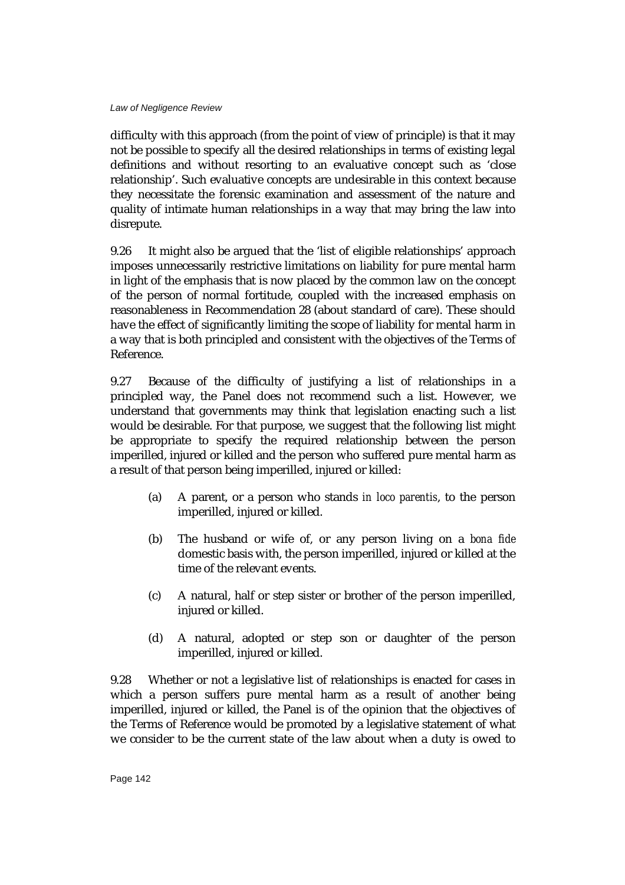difficulty with this approach (from the point of view of principle) is that it may not be possible to specify all the desired relationships in terms of existing legal definitions and without resorting to an evaluative concept such as 'close relationship'. Such evaluative concepts are undesirable in this context because they necessitate the forensic examination and assessment of the nature and quality of intimate human relationships in a way that may bring the law into disrepute.

9.26 It might also be argued that the 'list of eligible relationships' approach imposes unnecessarily restrictive limitations on liability for pure mental harm in light of the emphasis that is now placed by the common law on the concept of the person of normal fortitude, coupled with the increased emphasis on reasonableness in Recommendation 28 (about standard of care). These should have the effect of significantly limiting the scope of liability for mental harm in a way that is both principled and consistent with the objectives of the Terms of Reference.

9.27 Because of the difficulty of justifying a list of relationships in a principled way, the Panel does not recommend such a list. However, we understand that governments may think that legislation enacting such a list would be desirable. For that purpose, we suggest that the following list might be appropriate to specify the required relationship between the person imperilled, injured or killed and the person who suffered pure mental harm as a result of that person being imperilled, injured or killed:

(a) A parent, or a person who stands *in loco parentis*, to the person imperilled, injured or killed.

(b) The husband or wife of, or any person living on a *bona fide* domestic basis with, the person imperilled, injured or killed at the time of the relevant events.

(c) A natural, half or step sister or brother of the person imperilled, injured or killed.

(d) A natural, adopted or step son or daughter of the person imperilled, injured or killed.

9.28 Whether or not a legislative list of relationships is enacted for cases in which a person suffers pure mental harm as a result of another being imperilled, injured or killed, the Panel is of the opinion that the objectives of the Terms of Reference would be promoted by a legislative statement of what we consider to be the current state of the law about when a duty is owed to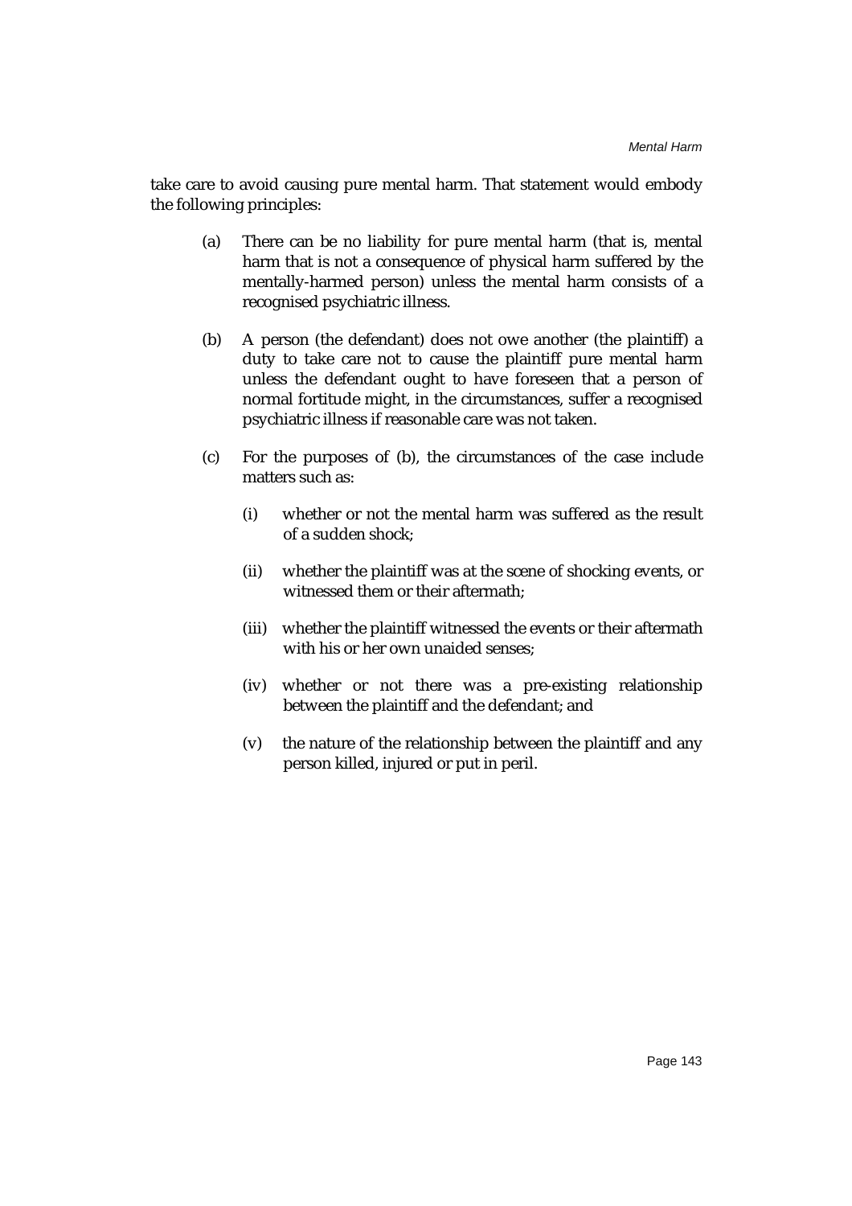take care to avoid causing pure mental harm. That statement would embody the following principles:

(a) There can be no liability for pure mental harm (that is, mental harm that is not a consequence of physical harm suffered by the mentally-harmed person) unless the mental harm consists of a recognised psychiatric illness.

(b) A person (the defendant) does not owe another (the plaintiff) a duty to take care not to cause the plaintiff pure mental harm unless the defendant ought to have foreseen that a person of normal fortitude might, in the circumstances, suffer a recognised psychiatric illness if reasonable care was not taken.

(c) For the purposes of (b), the circumstances of the case include matters such as:

   (i) whether or not the mental harm was suffered as the result of a sudden shock;

   (ii) whether the plaintiff was at the scene of shocking events, or witnessed them or their aftermath;

   (iii) whether the plaintiff witnessed the events or their aftermath with his or her own unaided senses;

   (iv) whether or not there was a pre-existing relationship between the plaintiff and the defendant; and

   (v) the nature of the relationship between the plaintiff and any person killed, injured or put in peril.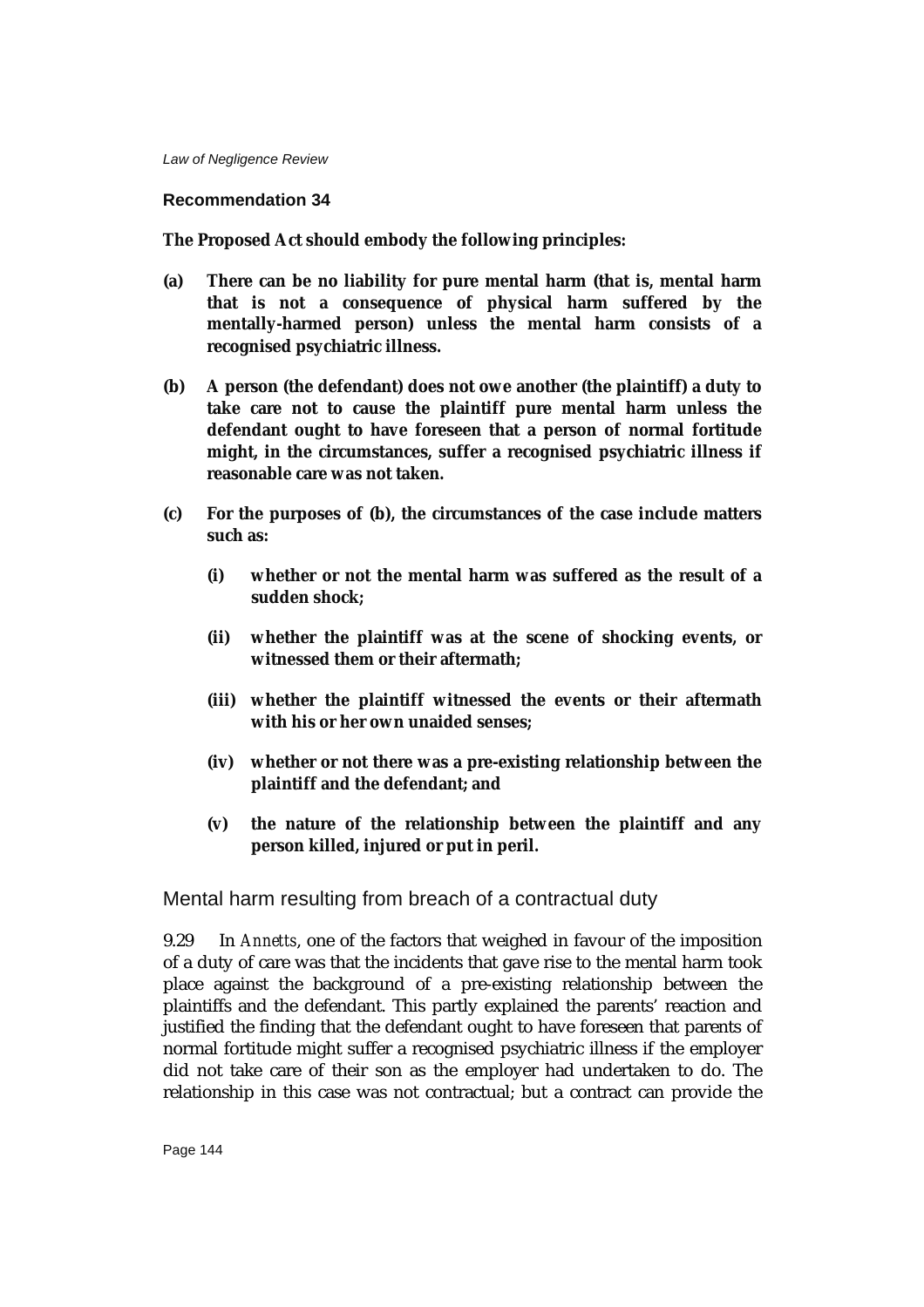### Recommendation 34

**The Proposed Act should embody the following principles:**

**(a) There can be no liability for pure mental harm (that is, mental harm that is not a consequence of physical harm suffered by the mentally-harmed person) unless the mental harm consists of a recognised psychiatric illness.**

**(b) A person (the defendant) does not owe another (the plaintiff) a duty to take care not to cause the plaintiff pure mental harm unless the defendant ought to have foreseen that a person of normal fortitude might, in the circumstances, suffer a recognised psychiatric illness if reasonable care was not taken.**

**(c) For the purposes of (b), the circumstances of the case include matters such as:**

- **(i) whether or not the mental harm was suffered as the result of a sudden shock;**
- **(ii) whether the plaintiff was at the scene of shocking events, or witnessed them or their aftermath;**
- **(iii) whether the plaintiff witnessed the events or their aftermath with his or her own unaided senses;**
- **(iv) whether or not there was a pre-existing relationship between the plaintiff and the defendant; and**
- **(v) the nature of the relationship between the plaintiff and any person killed, injured or put in peril.**

## Mental harm resulting from breach of a contractual duty

9.29 In *Annetts*, one of the factors that weighed in favour of the imposition of a duty of care was that the incidents that gave rise to the mental harm took place against the background of a pre-existing relationship between the plaintiffs and the defendant. This partly explained the parents' reaction and justified the finding that the defendant ought to have foreseen that parents of normal fortitude might suffer a recognised psychiatric illness if the employer did not take care of their son as the employer had undertaken to do. The relationship in this case was not contractual; but a contract can provide the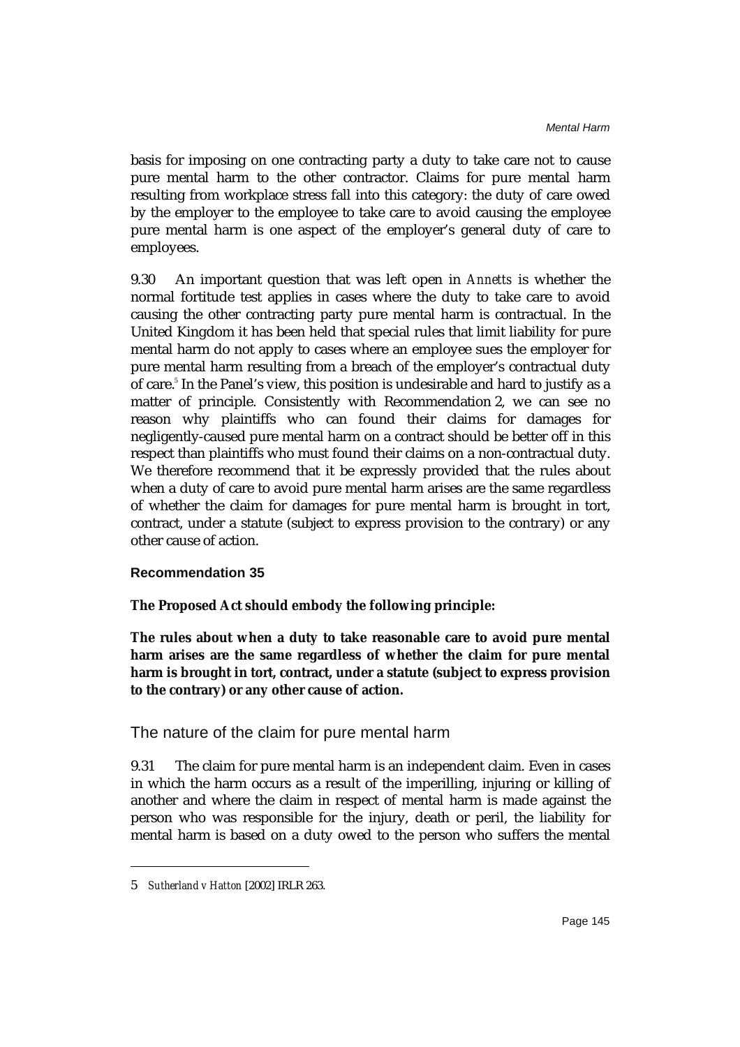basis for imposing on one contracting party a duty to take care not to cause pure mental harm to the other contractor. Claims for pure mental harm resulting from workplace stress fall into this category: the duty of care owed by the employer to the employee to take care to avoid causing the employee pure mental harm is one aspect of the employer's general duty of care to employees.

9.30 An important question that was left open in *Annetts* is whether the normal fortitude test applies in cases where the duty to take care to avoid causing the other contracting party pure mental harm is contractual. In the United Kingdom it has been held that special rules that limit liability for pure mental harm do not apply to cases where an employee sues the employer for pure mental harm resulting from a breach of the employer's contractual duty of care.[5] In the Panel's view, this position is undesirable and hard to justify as a matter of principle. Consistently with Recommendation 2, we can see no reason why plaintiffs who can found their claims for damages for negligently-caused pure mental harm on a contract should be better off in this respect than plaintiffs who must found their claims on a non-contractual duty. We therefore recommend that it be expressly provided that the rules about when a duty of care to avoid pure mental harm arises are the same regardless of whether the claim for damages for pure mental harm is brought in tort, contract, under a statute (subject to express provision to the contrary) or any other cause of action.

#### Recommendation 35

**The Proposed Act should embody the following principle:**

**The rules about when a duty to take reasonable care to avoid pure mental harm arises are the same regardless of whether the claim for pure mental harm is brought in tort, contract, under a statute (subject to express provision to the contrary) or any other cause of action.**

### The nature of the claim for pure mental harm

9.31 The claim for pure mental harm is an independent claim. Even in cases in which the harm occurs as a result of the imperilling, injuring or killing of another and where the claim in respect of mental harm is made against the person who was responsible for the injury, death or peril, the liability for mental harm is based on a duty owed to the person who suffers the mental

---

5 *Sutherland v Hatton* [2002] IRLR 263.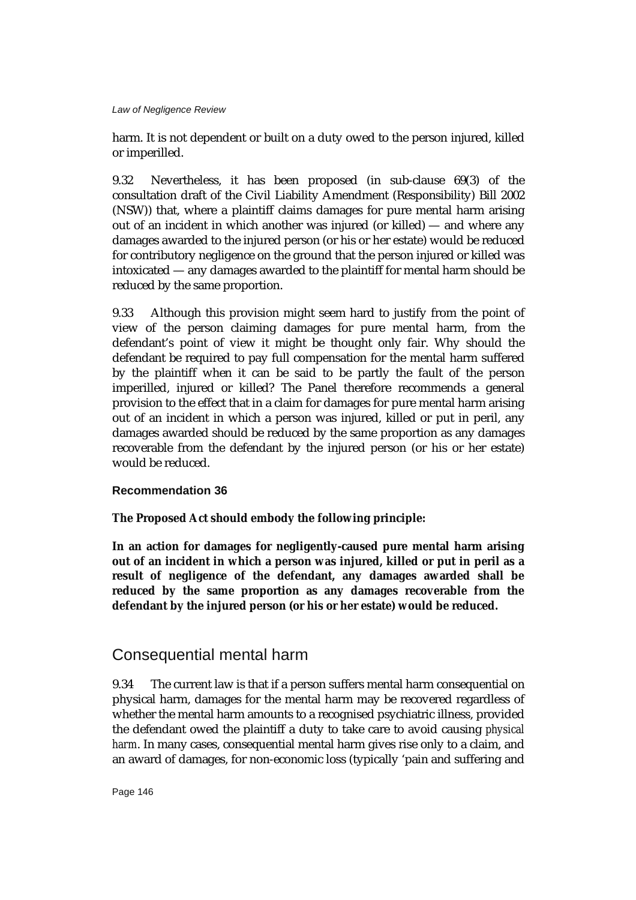harm. It is not dependent or built on a duty owed to the person injured, killed or imperilled.

9.32 Nevertheless, it has been proposed (in sub-clause 69(3) of the consultation draft of the Civil Liability Amendment (Responsibility) Bill 2002 (NSW)) that, where a plaintiff claims damages for pure mental harm arising out of an incident in which another was injured (or killed) — and where any damages awarded to the injured person (or his or her estate) would be reduced for contributory negligence on the ground that the person injured or killed was intoxicated — any damages awarded to the plaintiff for mental harm should be reduced by the same proportion.

9.33 Although this provision might seem hard to justify from the point of view of the person claiming damages for pure mental harm, from the defendant's point of view it might be thought only fair. Why should the defendant be required to pay full compensation for the mental harm suffered by the plaintiff when it can be said to be partly the fault of the person imperilled, injured or killed? The Panel therefore recommends a general provision to the effect that in a claim for damages for pure mental harm arising out of an incident in which a person was injured, killed or put in peril, any damages awarded should be reduced by the same proportion as any damages recoverable from the defendant by the injured person (or his or her estate) would be reduced.

**Recommendation 36**

**The Proposed Act should embody the following principle:**

**In an action for damages for negligently-caused pure mental harm arising out of an incident in which a person was injured, killed or put in peril as a result of negligence of the defendant, any damages awarded shall be reduced by the same proportion as any damages recoverable from the defendant by the injured person (or his or her estate) would be reduced.**

## Consequential mental harm

9.34 The current law is that if a person suffers mental harm consequential on physical harm, damages for the mental harm may be recovered regardless of whether the mental harm amounts to a recognised psychiatric illness, provided the defendant owed the plaintiff a duty to take care to avoid causing *physical harm*. In many cases, consequential mental harm gives rise only to a claim, and an award of damages, for non-economic loss (typically 'pain and suffering and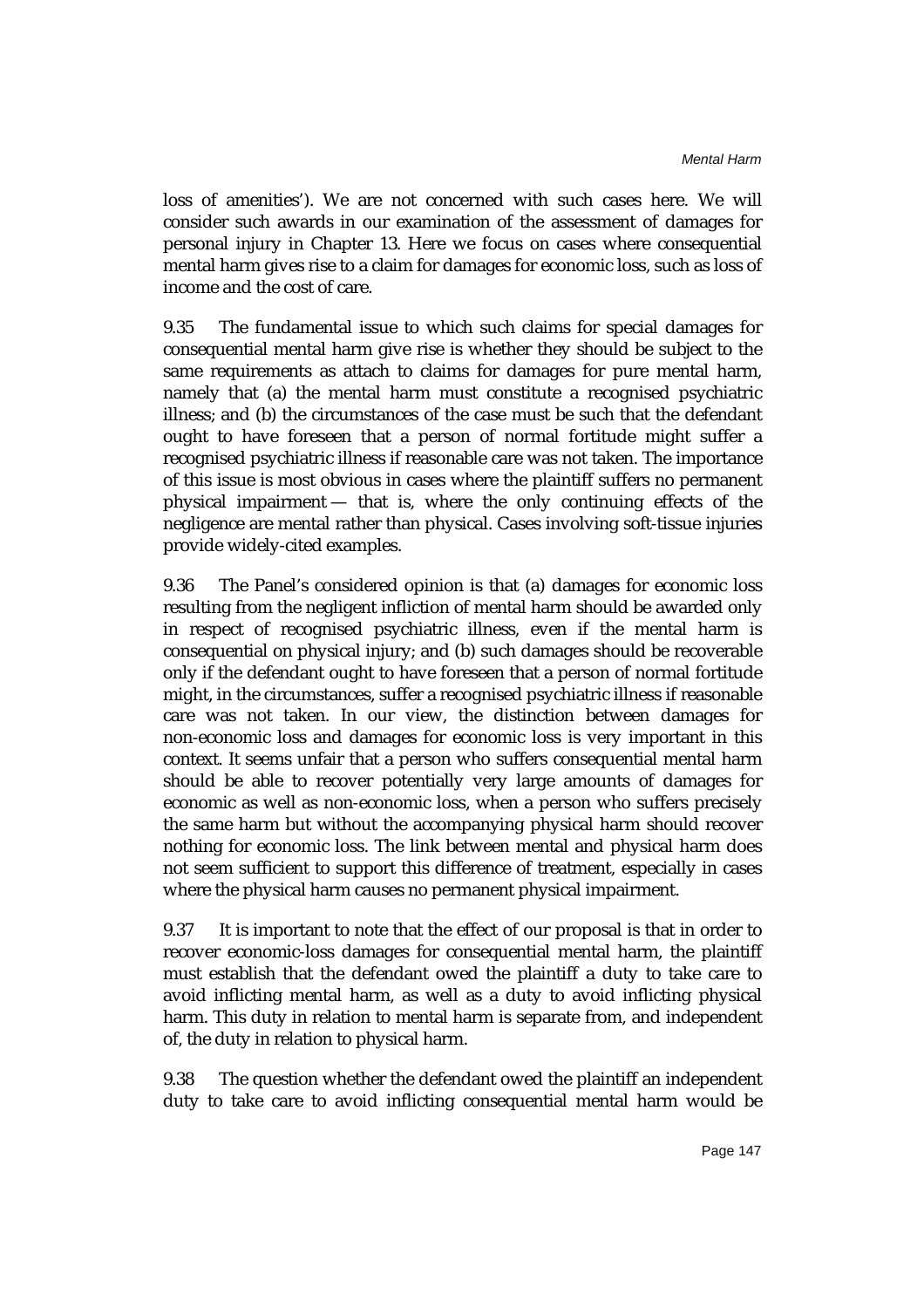loss of amenities'). We are not concerned with such cases here. We will consider such awards in our examination of the assessment of damages for personal injury in Chapter 13. Here we focus on cases where consequential mental harm gives rise to a claim for damages for economic loss, such as loss of income and the cost of care.

9.35 The fundamental issue to which such claims for special damages for consequential mental harm give rise is whether they should be subject to the same requirements as attach to claims for damages for pure mental harm, namely that (a) the mental harm must constitute a recognised psychiatric illness; and (b) the circumstances of the case must be such that the defendant ought to have foreseen that a person of normal fortitude might suffer a recognised psychiatric illness if reasonable care was not taken. The importance of this issue is most obvious in cases where the plaintiff suffers no permanent physical impairment — that is, where the only continuing effects of the negligence are mental rather than physical. Cases involving soft-tissue injuries provide widely-cited examples.

9.36 The Panel's considered opinion is that (a) damages for economic loss resulting from the negligent infliction of mental harm should be awarded only in respect of recognised psychiatric illness, even if the mental harm is consequential on physical injury; and (b) such damages should be recoverable only if the defendant ought to have foreseen that a person of normal fortitude might, in the circumstances, suffer a recognised psychiatric illness if reasonable care was not taken. In our view, the distinction between damages for non-economic loss and damages for economic loss is very important in this context. It seems unfair that a person who suffers consequential mental harm should be able to recover potentially very large amounts of damages for economic as well as non-economic loss, when a person who suffers precisely the same harm but without the accompanying physical harm should recover nothing for economic loss. The link between mental and physical harm does not seem sufficient to support this difference of treatment, especially in cases where the physical harm causes no permanent physical impairment.

9.37 It is important to note that the effect of our proposal is that in order to recover economic-loss damages for consequential mental harm, the plaintiff must establish that the defendant owed the plaintiff a duty to take care to avoid inflicting mental harm, as well as a duty to avoid inflicting physical harm. This duty in relation to mental harm is separate from, and independent of, the duty in relation to physical harm.

9.38 The question whether the defendant owed the plaintiff an independent duty to take care to avoid inflicting consequential mental harm would be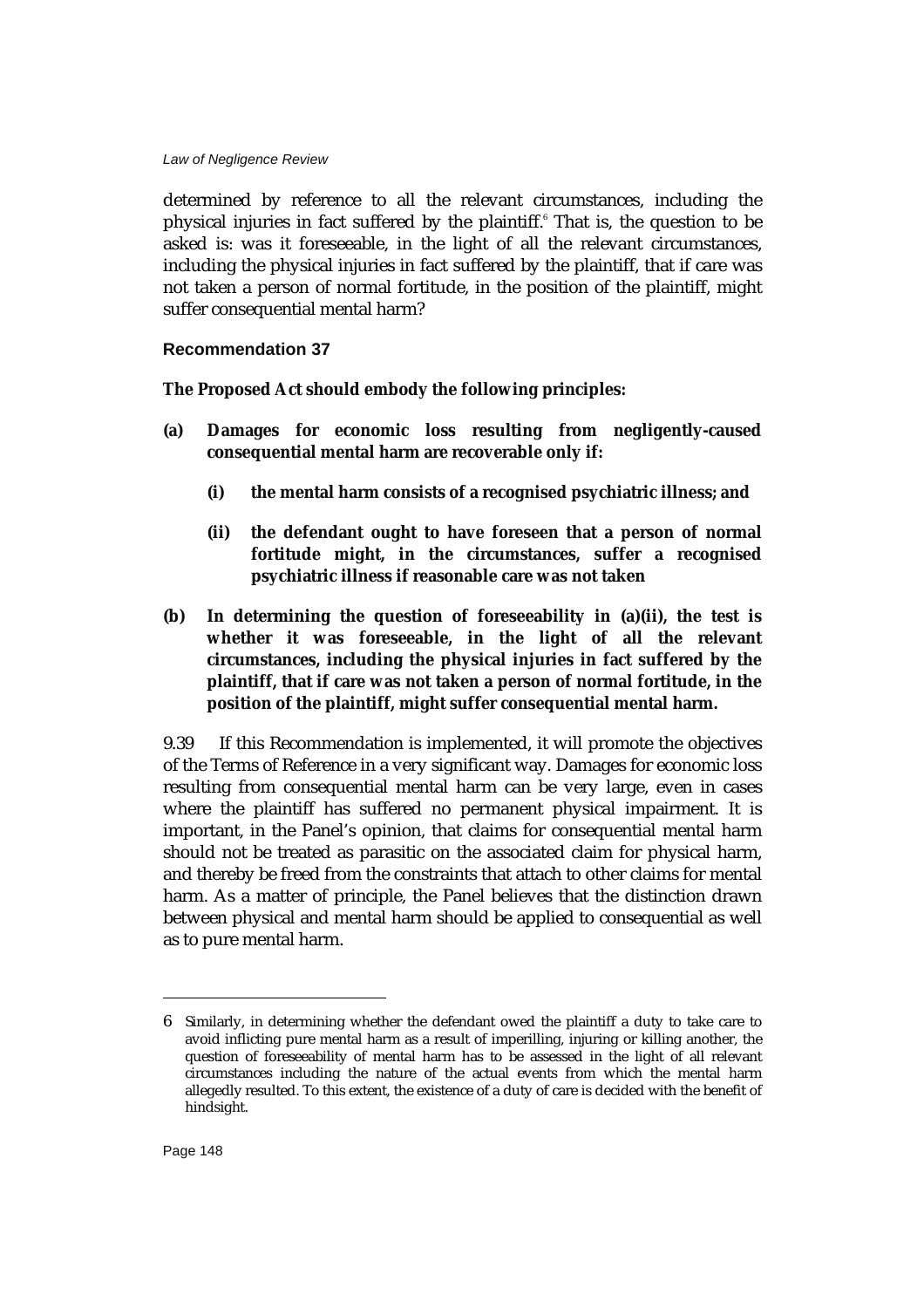determined by reference to all the relevant circumstances, including the physical injuries in fact suffered by the plaintiff.[6] That is, the question to be asked is: was it foreseeable, in the light of all the relevant circumstances, including the physical injuries in fact suffered by the plaintiff, that if care was not taken a person of normal fortitude, in the position of the plaintiff, might suffer consequential mental harm?

### Recommendation 37

**The Proposed Act should embody the following principles:**

**(a) Damages for economic loss resulting from negligently-caused consequential mental harm are recoverable only if:**

- **(i) the mental harm consists of a recognised psychiatric illness; and**
- **(ii) the defendant ought to have foreseen that a person of normal fortitude might, in the circumstances, suffer a recognised psychiatric illness if reasonable care was not taken**

**(b) In determining the question of foreseeability in (a)(ii), the test is whether it was foreseeable, in the light of all the relevant circumstances, including the physical injuries in fact suffered by the plaintiff, that if care was not taken a person of normal fortitude, in the position of the plaintiff, might suffer consequential mental harm.**

9.39 If this Recommendation is implemented, it will promote the objectives of the Terms of Reference in a very significant way. Damages for economic loss resulting from consequential mental harm can be very large, even in cases where the plaintiff has suffered no permanent physical impairment. It is important, in the Panel's opinion, that claims for consequential mental harm should not be treated as parasitic on the associated claim for physical harm, and thereby be freed from the constraints that attach to other claims for mental harm. As a matter of principle, the Panel believes that the distinction drawn between physical and mental harm should be applied to consequential as well as to pure mental harm.

---

6 Similarly, in determining whether the defendant owed the plaintiff a duty to take care to avoid inflicting pure mental harm as a result of imperilling, injuring or killing another, the question of foreseeability of mental harm has to be assessed in the light of all relevant circumstances including the nature of the actual events from which the mental harm allegedly resulted. To this extent, the existence of a duty of care is decided with the benefit of hindsight.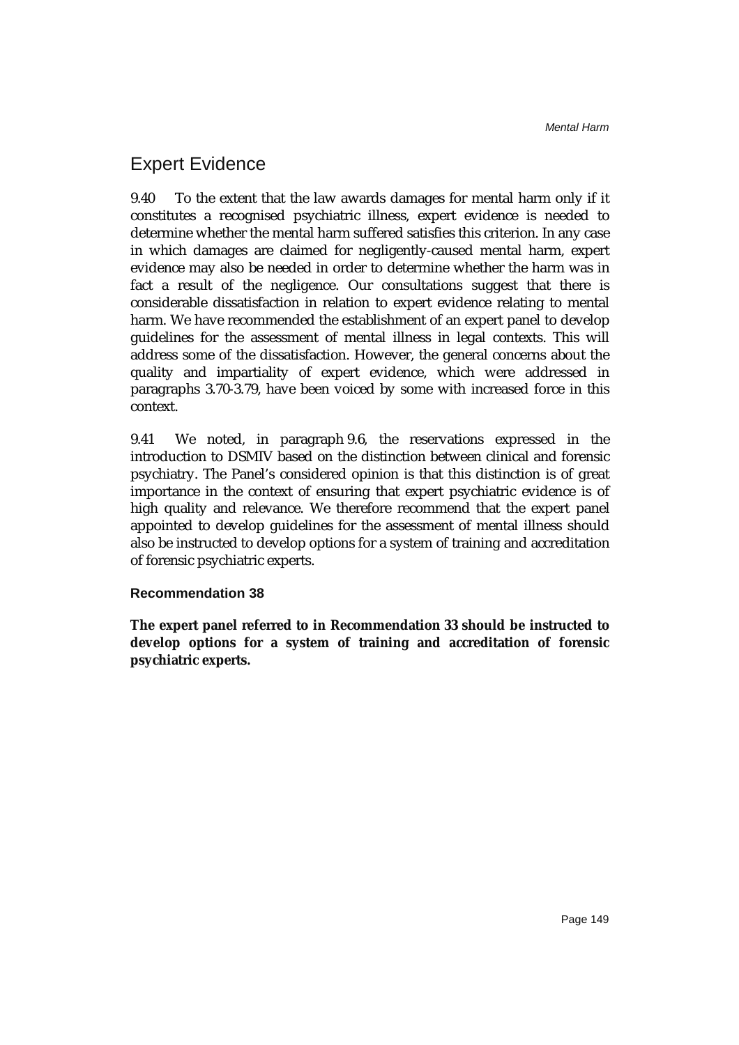## Expert Evidence

9.40 To the extent that the law awards damages for mental harm only if it constitutes a recognised psychiatric illness, expert evidence is needed to determine whether the mental harm suffered satisfies this criterion. In any case in which damages are claimed for negligently-caused mental harm, expert evidence may also be needed in order to determine whether the harm was in fact a result of the negligence. Our consultations suggest that there is considerable dissatisfaction in relation to expert evidence relating to mental harm. We have recommended the establishment of an expert panel to develop guidelines for the assessment of mental illness in legal contexts. This will address some of the dissatisfaction. However, the general concerns about the quality and impartiality of expert evidence, which were addressed in paragraphs 3.70-3.79, have been voiced by some with increased force in this context.

9.41 We noted, in paragraph 9.6, the reservations expressed in the introduction to DSMIV based on the distinction between clinical and forensic psychiatry. The Panel's considered opinion is that this distinction is of great importance in the context of ensuring that expert psychiatric evidence is of high quality and relevance. We therefore recommend that the expert panel appointed to develop guidelines for the assessment of mental illness should also be instructed to develop options for a system of training and accreditation of forensic psychiatric experts.

### Recommendation 38

**The expert panel referred to in Recommendation 33 should be instructed to develop options for a system of training and accreditation of forensic psychiatric experts.**